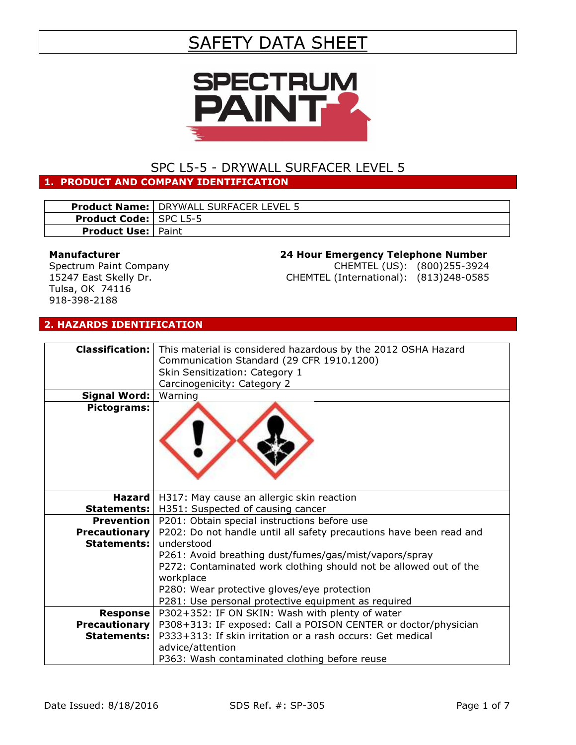# SAFETY DATA SHEET

SPECTRUM PAINT

## SPC L5-5 - DRYWALL SURFACER LEVEL 5

## 1. PRODUCT AND COMPANY IDENTIFICATION

| | |
|---|---|
| **Product Name:** | DRYWALL SURFACER LEVEL 5 |
| **Product Code:** | SPC L5-5 |
| **Product Use:** | Paint |

**Manufacturer**
Spectrum Paint Company
15247 East Skelly Dr.
Tulsa, OK 74116
918-398-2188

**24 Hour Emergency Telephone Number**
CHEMTEL (US): (800)255-3924
CHEMTEL (International): (813)248-0585

## 2. HAZARDS IDENTIFICATION

| | |
|---|---|
| **Classification:** | This material is considered hazardous by the 2012 OSHA Hazard Communication Standard (29 CFR 1910.1200)<br>Skin Sensitization: Category 1<br>Carcinogenicity: Category 2 |
| **Signal Word:** | Warning |
| **Pictograms:** | |
| **Hazard Statements:** | H317: May cause an allergic skin reaction<br>H351: Suspected of causing cancer |
| **Prevention Precautionary Statements:** | P201: Obtain special instructions before use<br>P202: Do not handle until all safety precautions have been read and understood<br>P261: Avoid breathing dust/fumes/gas/mist/vapors/spray<br>P272: Contaminated work clothing should not be allowed out of the workplace<br>P280: Wear protective gloves/eye protection<br>P281: Use personal protective equipment as required |
| **Response Precautionary Statements:** | P302+352: IF ON SKIN: Wash with plenty of water<br>P308+313: IF exposed: Call a POISON CENTER or doctor/physician<br>P333+313: If skin irritation or a rash occurs: Get medical advice/attention<br>P363: Wash contaminated clothing before reuse |

Date Issued: 8/18/2016 SDS Ref. #: SP-305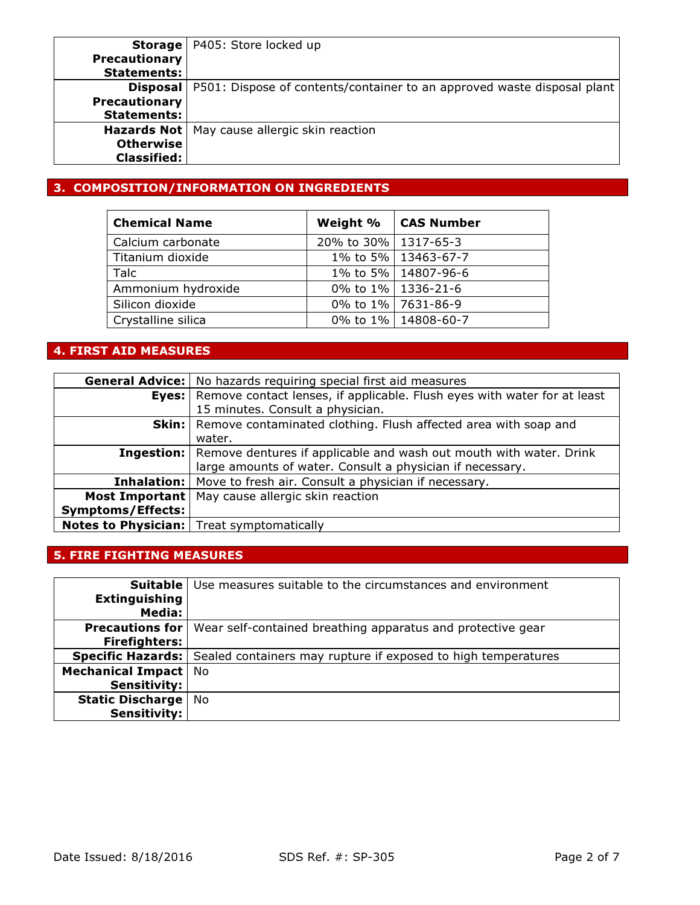| | |
|---|---|
| **Storage Precautionary Statements:** | P405: Store locked up |
| **Disposal Precautionary Statements:** | P501: Dispose of contents/container to an approved waste disposal plant |
| **Hazards Not Otherwise Classified:** | May cause allergic skin reaction |

## 3. COMPOSITION/INFORMATION ON INGREDIENTS

| Chemical Name | Weight % | CAS Number |
|---|---|---|
| Calcium carbonate | 20% to 30% | 1317-65-3 |
| Titanium dioxide | 1% to 5% | 13463-67-7 |
| Talc | 1% to 5% | 14807-96-6 |
| Ammonium hydroxide | 0% to 1% | 1336-21-6 |
| Silicon dioxide | 0% to 1% | 7631-86-9 |
| Crystalline silica | 0% to 1% | 14808-60-7 |

## 4. FIRST AID MEASURES

| | |
|---|---|
| **General Advice:** | No hazards requiring special first aid measures |
| **Eyes:** | Remove contact lenses, if applicable. Flush eyes with water for at least 15 minutes. Consult a physician. |
| **Skin:** | Remove contaminated clothing. Flush affected area with soap and water. |
| **Ingestion:** | Remove dentures if applicable and wash out mouth with water. Drink large amounts of water. Consult a physician if necessary. |
| **Inhalation:** | Move to fresh air. Consult a physician if necessary. |
| **Most Important Symptoms/Effects:** | May cause allergic skin reaction |
| **Notes to Physician:** | Treat symptomatically |

## 5. FIRE FIGHTING MEASURES

| | |
|---|---|
| **Suitable Extinguishing Media:** | Use measures suitable to the circumstances and environment |
| **Precautions for Firefighters:** | Wear self-contained breathing apparatus and protective gear |
| **Specific Hazards:** | Sealed containers may rupture if exposed to high temperatures |
| **Mechanical Impact Sensitivity:** | No |
| **Static Discharge Sensitivity:** | No |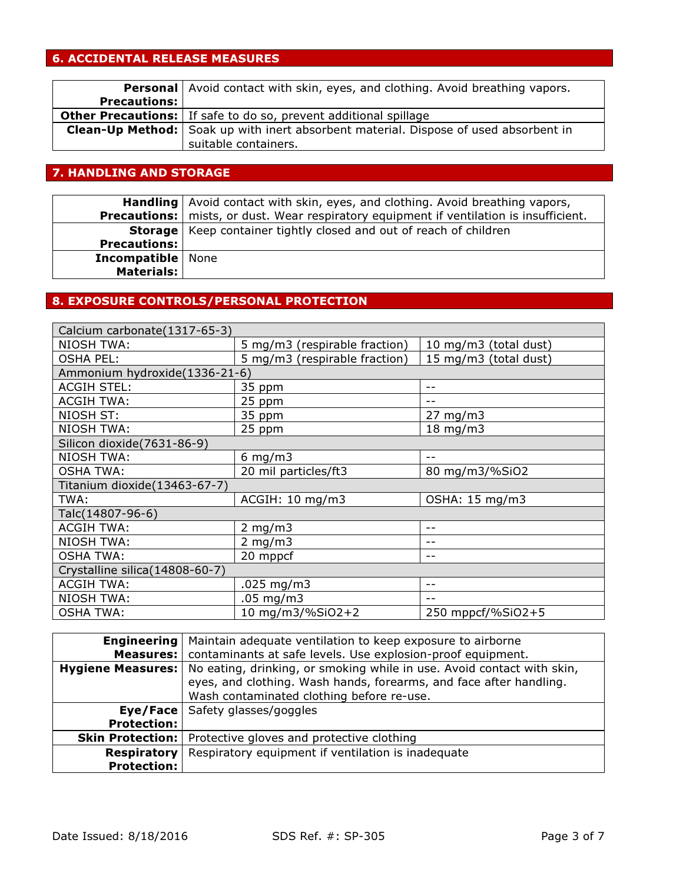## 6. ACCIDENTAL RELEASE MEASURES

| | |
|---|---|
| **Personal Precautions:** | Avoid contact with skin, eyes, and clothing. Avoid breathing vapors. |
| **Other Precautions:** | If safe to do so, prevent additional spillage |
| **Clean-Up Method:** | Soak up with inert absorbent material. Dispose of used absorbent in suitable containers. |

## 7. HANDLING AND STORAGE

| | |
|---|---|
| **Handling Precautions:** | Avoid contact with skin, eyes, and clothing. Avoid breathing vapors, mists, or dust. Wear respiratory equipment if ventilation is insufficient. |
| **Storage Precautions:** | Keep container tightly closed and out of reach of children |
| **Incompatible Materials:** | None |

## 8. EXPOSURE CONTROLS/PERSONAL PROTECTION

| Calcium carbonate(1317-65-3) | | |
|---|---|---|
| NIOSH TWA: | 5 mg/m3 (respirable fraction) | 10 mg/m3 (total dust) |
| OSHA PEL: | 5 mg/m3 (respirable fraction) | 15 mg/m3 (total dust) |
| Ammonium hydroxide(1336-21-6) | | |
| ACGIH STEL: | 35 ppm | -- |
| ACGIH TWA: | 25 ppm | -- |
| NIOSH ST: | 35 ppm | 27 mg/m3 |
| NIOSH TWA: | 25 ppm | 18 mg/m3 |
| Silicon dioxide(7631-86-9) | | |
| NIOSH TWA: | 6 mg/m3 | -- |
| OSHA TWA: | 20 mil particles/ft3 | 80 mg/m3/%SiO2 |
| Titanium dioxide(13463-67-7) | | |
| TWA: | ACGIH: 10 mg/m3 | OSHA: 15 mg/m3 |
| Talc(14807-96-6) | | |
| ACGIH TWA: | 2 mg/m3 | -- |
| NIOSH TWA: | 2 mg/m3 | -- |
| OSHA TWA: | 20 mppcf | -- |
| Crystalline silica(14808-60-7) | | |
| ACGIH TWA: | .025 mg/m3 | -- |
| NIOSH TWA: | .05 mg/m3 | -- |
| OSHA TWA: | 10 mg/m3/%SiO2+2 | 250 mppcf/%SiO2+5 |

| | |
|---|---|
| **Engineering Measures:** | Maintain adequate ventilation to keep exposure to airborne contaminants at safe levels. Use explosion-proof equipment. |
| **Hygiene Measures:** | No eating, drinking, or smoking while in use. Avoid contact with skin, eyes, and clothing. Wash hands, forearms, and face after handling. Wash contaminated clothing before re-use. |
| **Eye/Face Protection:** | Safety glasses/goggles |
| **Skin Protection:** | Protective gloves and protective clothing |
| **Respiratory Protection:** | Respiratory equipment if ventilation is inadequate |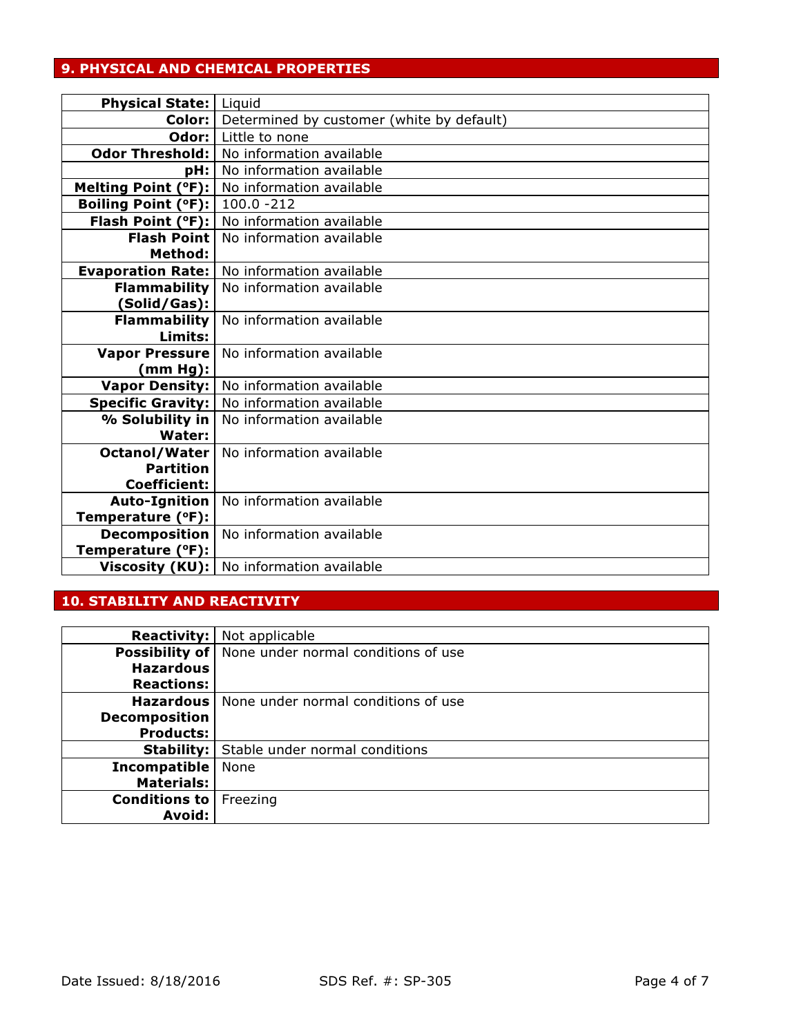## 9. PHYSICAL AND CHEMICAL PROPERTIES

| | |
|---|---|
| **Physical State:** | Liquid |
| **Color:** | Determined by customer (white by default) |
| **Odor:** | Little to none |
| **Odor Threshold:** | No information available |
| **pH:** | No information available |
| **Melting Point (°F):** | No information available |
| **Boiling Point (°F):** | 100.0 -212 |
| **Flash Point (°F):** | No information available |
| **Flash Point Method:** | No information available |
| **Evaporation Rate:** | No information available |
| **Flammability (Solid/Gas):** | No information available |
| **Flammability Limits:** | No information available |
| **Vapor Pressure (mm Hg):** | No information available |
| **Vapor Density:** | No information available |
| **Specific Gravity:** | No information available |
| **% Solubility in Water:** | No information available |
| **Octanol/Water Partition Coefficient:** | No information available |
| **Auto-Ignition Temperature (°F):** | No information available |
| **Decomposition Temperature (°F):** | No information available |
| **Viscosity (KU):** | No information available |

## 10. STABILITY AND REACTIVITY

| | |
|---|---|
| **Reactivity:** | Not applicable |
| **Possibility of Hazardous Reactions:** | None under normal conditions of use |
| **Hazardous Decomposition Products:** | None under normal conditions of use |
| **Stability:** | Stable under normal conditions |
| **Incompatible Materials:** | None |
| **Conditions to Avoid:** | Freezing |

Date Issued: 8/18/2016 SDS Ref. #: SP-305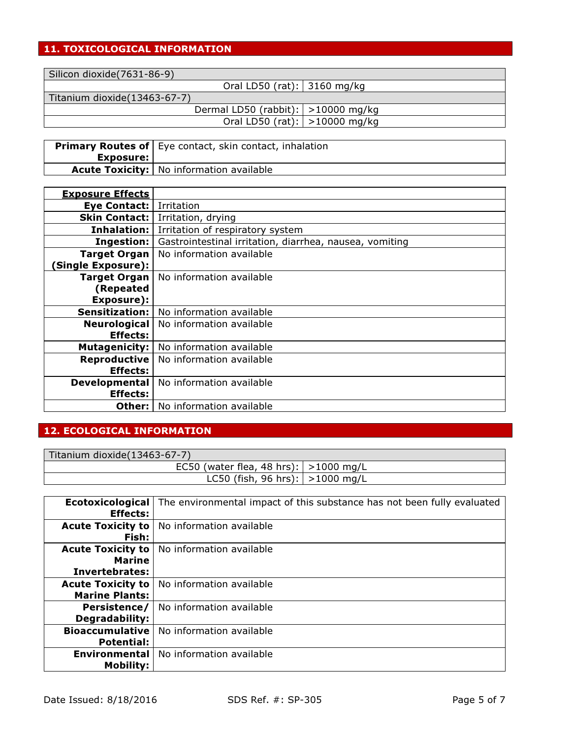## 11. TOXICOLOGICAL INFORMATION

| Silicon dioxide(7631-86-9) | |
|---|---|
| Oral LD50 (rat): | 3160 mg/kg |
| **Titanium dioxide(13463-67-7)** | |
| Dermal LD50 (rabbit): | >10000 mg/kg |
| Oral LD50 (rat): | >10000 mg/kg |

| | |
|---|---|
| **Primary Routes of Exposure:** | Eye contact, skin contact, inhalation |
| **Acute Toxicity:** | No information available |

| **Exposure Effects** | |
|---|---|
| **Eye Contact:** | Irritation |
| **Skin Contact:** | Irritation, drying |
| **Inhalation:** | Irritation of respiratory system |
| **Ingestion:** | Gastrointestinal irritation, diarrhea, nausea, vomiting |
| **Target Organ (Single Exposure):** | No information available |
| **Target Organ (Repeated Exposure):** | No information available |
| **Sensitization:** | No information available |
| **Neurological Effects:** | No information available |
| **Mutagenicity:** | No information available |
| **Reproductive Effects:** | No information available |
| **Developmental Effects:** | No information available |
| **Other:** | No information available |

## 12. ECOLOGICAL INFORMATION

| Titanium dioxide(13463-67-7) | |
|---|---|
| EC50 (water flea, 48 hrs): | >1000 mg/L |
| LC50 (fish, 96 hrs): | >1000 mg/L |

| | |
|---|---|
| **Ecotoxicological Effects:** | The environmental impact of this substance has not been fully evaluated |
| **Acute Toxicity to Fish:** | No information available |
| **Acute Toxicity to Marine Invertebrates:** | No information available |
| **Acute Toxicity to Marine Plants:** | No information available |
| **Persistence/ Degradability:** | No information available |
| **Bioaccumulative Potential:** | No information available |
| **Environmental Mobility:** | No information available |

Date Issued: 8/18/2016 SDS Ref. #: SP-305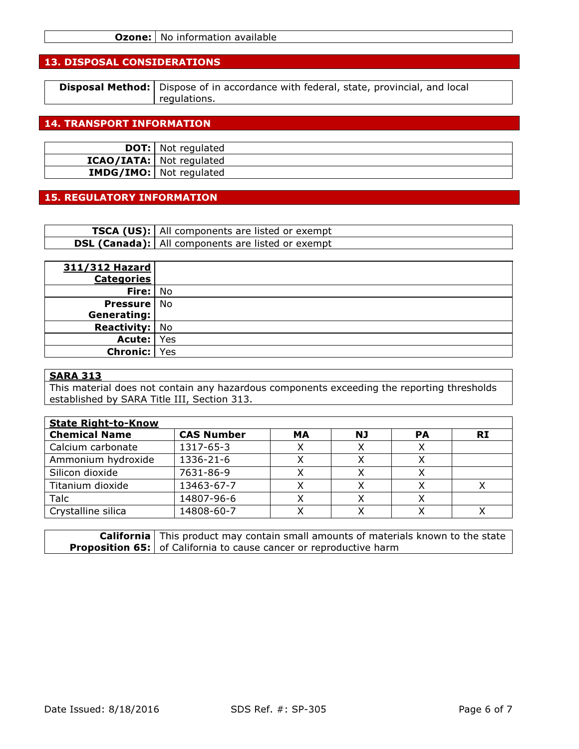| **Ozone:** | No information available |
|---|---|

## 13. DISPOSAL CONSIDERATIONS

| **Disposal Method:** | Dispose of in accordance with federal, state, provincial, and local regulations. |
|---|---|

## 14. TRANSPORT INFORMATION

| **DOT:** | Not regulated |
|---|---|
| **ICAO/IATA:** | Not regulated |
| **IMDG/IMO:** | Not regulated |

## 15. REGULATORY INFORMATION

| **TSCA (US):** | All components are listed or exempt |
|---|---|
| **DSL (Canada):** | All components are listed or exempt |

| **311/312 Hazard Categories** | |
|---|---|
| **Fire:** | No |
| **Pressure Generating:** | No |
| **Reactivity:** | No |
| **Acute:** | Yes |
| **Chronic:** | Yes |

**SARA 313**

This material does not contain any hazardous components exceeding the reporting thresholds established by SARA Title III, Section 313.

**State Right-to-Know**

| **Chemical Name** | **CAS Number** | **MA** | **NJ** | **PA** | **RI** |
|---|---|---|---|---|---|
| Calcium carbonate | 1317-65-3 | X | X | X | |
| Ammonium hydroxide | 1336-21-6 | X | X | X | |
| Silicon dioxide | 7631-86-9 | X | X | X | |
| Titanium dioxide | 13463-67-7 | X | X | X | X |
| Talc | 14807-96-6 | X | X | X | |
| Crystalline silica | 14808-60-7 | X | X | X | X |

| **California Proposition 65:** | This product may contain small amounts of materials known to the state of California to cause cancer or reproductive harm |
|---|---|

Date Issued: 8/18/2016 SDS Ref. #: SP-305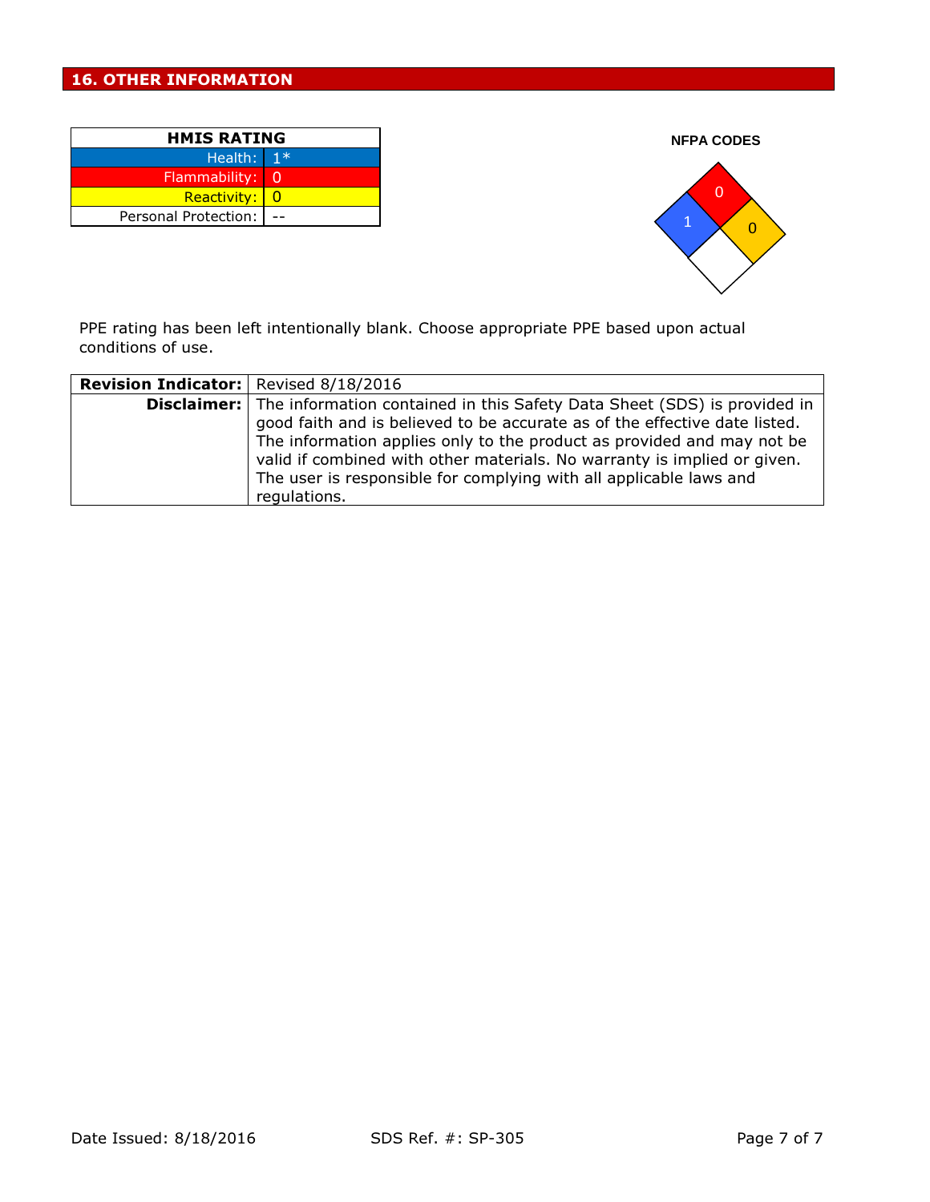## 16. OTHER INFORMATION

| HMIS RATING | |
|---|---|
| Health: | 1* |
| Flammability: | 0 |
| Reactivity: | 0 |
| Personal Protection: | -- |

**NFPA CODES**

0

1

0

PPE rating has been left intentionally blank. Choose appropriate PPE based upon actual conditions of use.

| | |
|---|---|
| **Revision Indicator:** | Revised 8/18/2016 |
| **Disclaimer:** | The information contained in this Safety Data Sheet (SDS) is provided in good faith and is believed to be accurate as of the effective date listed. The information applies only to the product as provided and may not be valid if combined with other materials. No warranty is implied or given. The user is responsible for complying with all applicable laws and regulations. |